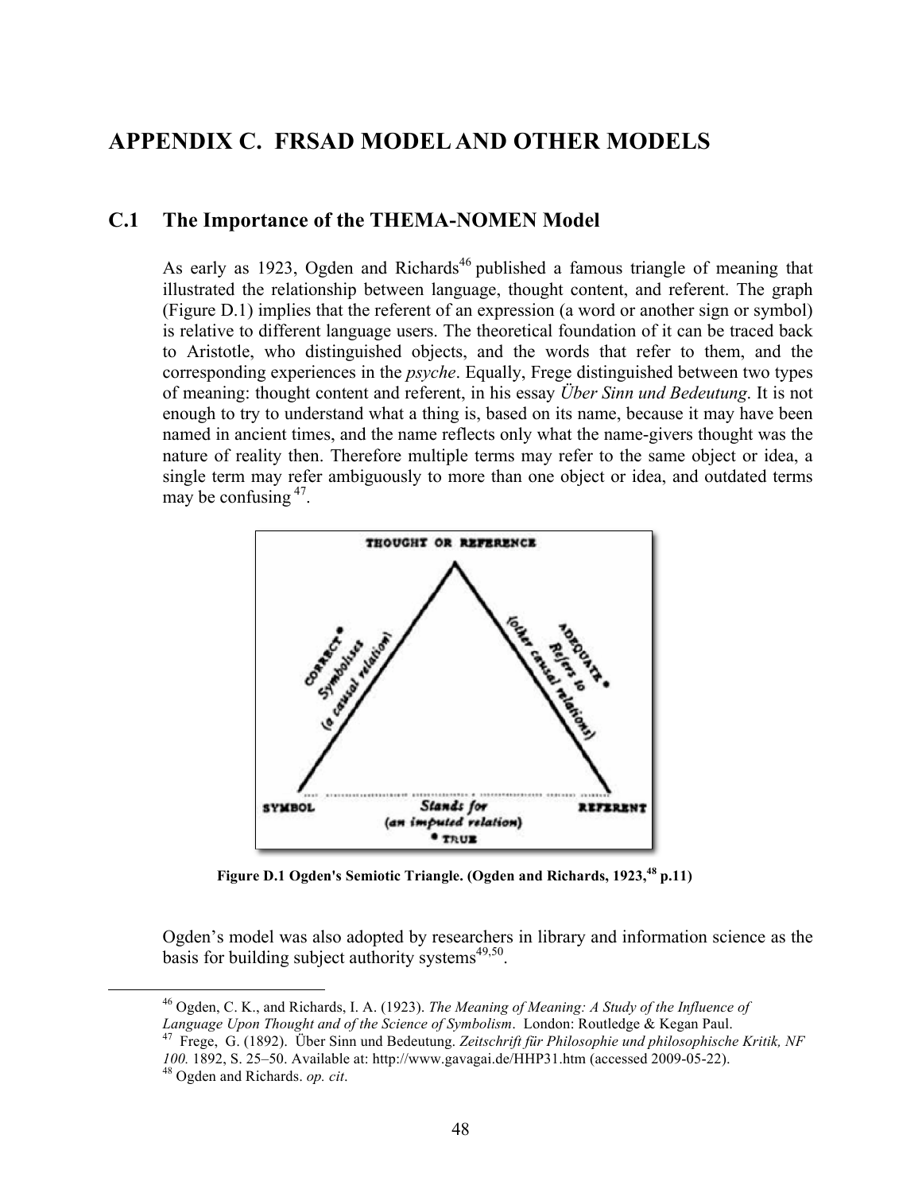# APPENDIX C. FRSAD MODEL AND OTHER MODELS

## C.1 The Importance of the THEMA-NOMEN Model

As early as 1923, Ogden and Richards[46] published a famous triangle of meaning that illustrated the relationship between language, thought content, and referent. The graph (Figure D.1) implies that the referent of an expression (a word or another sign or symbol) is relative to different language users. The theoretical foundation of it can be traced back to Aristotle, who distinguished objects, and the words that refer to them, and the corresponding experiences in the *psyche*. Equally, Frege distinguished between two types of meaning: thought content and referent, in his essay *Über Sinn und Bedeutung*. It is not enough to try to understand what a thing is, based on its name, because it may have been named in ancient times, and the name reflects only what the name-givers thought was the nature of reality then. Therefore multiple terms may refer to the same object or idea, a single term may refer ambiguously to more than one object or idea, and outdated terms may be confusing[47].

**Figure D.1 Ogden's Semiotic Triangle. (Ogden and Richards, 1923,[48] p.11)**

Ogden's model was also adopted by researchers in library and information science as the basis for building subject authority systems[49,50].

---

[46] Ogden, C. K., and Richards, I. A. (1923). *The Meaning of Meaning: A Study of the Influence of Language Upon Thought and of the Science of Symbolism*. London: Routledge & Kegan Paul.

[47] Frege, G. (1892). Über Sinn und Bedeutung. *Zeitschrift für Philosophie und philosophische Kritik, NF 100.* 1892, S. 25–50. Available at: http://www.gavagai.de/HHP31.htm (accessed 2009-05-22).

[48] Ogden and Richards. *op. cit*.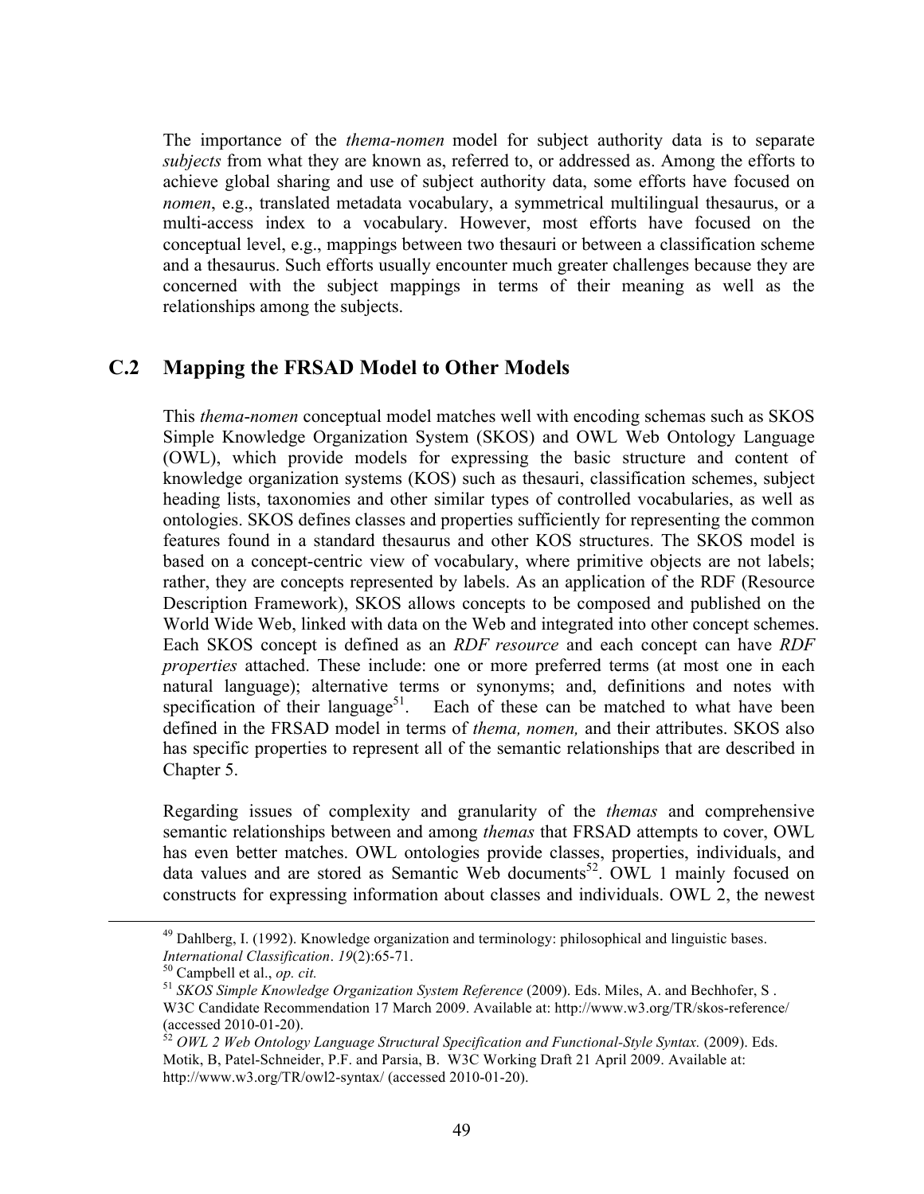The importance of the *thema-nomen* model for subject authority data is to separate *subjects* from what they are known as, referred to, or addressed as. Among the efforts to achieve global sharing and use of subject authority data, some efforts have focused on *nomen*, e.g., translated metadata vocabulary, a symmetrical multilingual thesaurus, or a multi-access index to a vocabulary. However, most efforts have focused on the conceptual level, e.g., mappings between two thesauri or between a classification scheme and a thesaurus. Such efforts usually encounter much greater challenges because they are concerned with the subject mappings in terms of their meaning as well as the relationships among the subjects.

## C.2 Mapping the FRSAD Model to Other Models

This *thema-nomen* conceptual model matches well with encoding schemas such as SKOS Simple Knowledge Organization System (SKOS) and OWL Web Ontology Language (OWL), which provide models for expressing the basic structure and content of knowledge organization systems (KOS) such as thesauri, classification schemes, subject heading lists, taxonomies and other similar types of controlled vocabularies, as well as ontologies. SKOS defines classes and properties sufficiently for representing the common features found in a standard thesaurus and other KOS structures. The SKOS model is based on a concept-centric view of vocabulary, where primitive objects are not labels; rather, they are concepts represented by labels. As an application of the RDF (Resource Description Framework), SKOS allows concepts to be composed and published on the World Wide Web, linked with data on the Web and integrated into other concept schemes. Each SKOS concept is defined as an *RDF resource* and each concept can have *RDF properties* attached. These include: one or more preferred terms (at most one in each natural language); alternative terms or synonyms; and, definitions and notes with specification of their language[51]. Each of these can be matched to what have been defined in the FRSAD model in terms of *thema, nomen,* and their attributes. SKOS also has specific properties to represent all of the semantic relationships that are described in Chapter 5.

Regarding issues of complexity and granularity of the *themas* and comprehensive semantic relationships between and among *themas* that FRSAD attempts to cover, OWL has even better matches. OWL ontologies provide classes, properties, individuals, and data values and are stored as Semantic Web documents[52]. OWL 1 mainly focused on constructs for expressing information about classes and individuals. OWL 2, the newest

---

[49] Dahlberg, I. (1992). Knowledge organization and terminology: philosophical and linguistic bases. *International Classification*. *19*(2):65-71.

[50] Campbell et al., *op. cit.*

[51] *SKOS Simple Knowledge Organization System Reference* (2009). Eds. Miles, A. and Bechhofer, S . W3C Candidate Recommendation 17 March 2009. Available at: http://www.w3.org/TR/skos-reference/ (accessed 2010-01-20).

[52] *OWL 2 Web Ontology Language Structural Specification and Functional-Style Syntax.* (2009). Eds. Motik, B, Patel-Schneider, P.F. and Parsia, B. W3C Working Draft 21 April 2009. Available at: http://www.w3.org/TR/owl2-syntax/ (accessed 2010-01-20).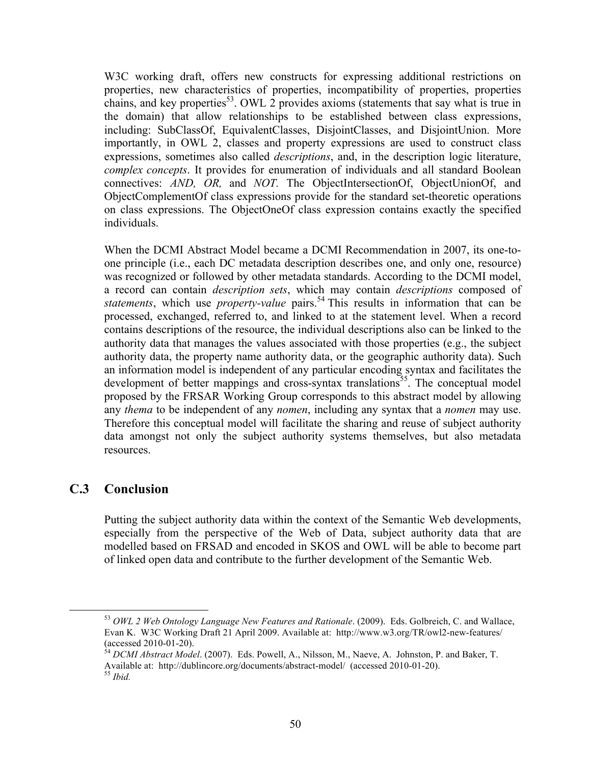W3C working draft, offers new constructs for expressing additional restrictions on properties, new characteristics of properties, incompatibility of properties, properties chains, and key properties[53]. OWL 2 provides axioms (statements that say what is true in the domain) that allow relationships to be established between class expressions, including: SubClassOf, EquivalentClasses, DisjointClasses, and DisjointUnion. More importantly, in OWL 2, classes and property expressions are used to construct class expressions, sometimes also called *descriptions*, and, in the description logic literature, *complex concepts*. It provides for enumeration of individuals and all standard Boolean connectives: *AND, OR,* and *NOT.* The ObjectIntersectionOf, ObjectUnionOf, and ObjectComplementOf class expressions provide for the standard set-theoretic operations on class expressions. The ObjectOneOf class expression contains exactly the specified individuals.

When the DCMI Abstract Model became a DCMI Recommendation in 2007, its one-to-one principle (i.e., each DC metadata description describes one, and only one, resource) was recognized or followed by other metadata standards. According to the DCMI model, a record can contain *description sets*, which may contain *descriptions* composed of *statements*, which use *property-value* pairs.[54] This results in information that can be processed, exchanged, referred to, and linked to at the statement level. When a record contains descriptions of the resource, the individual descriptions also can be linked to the authority data that manages the values associated with those properties (e.g., the subject authority data, the property name authority data, or the geographic authority data). Such an information model is independent of any particular encoding syntax and facilitates the development of better mappings and cross-syntax translations[55]. The conceptual model proposed by the FRSAR Working Group corresponds to this abstract model by allowing any *thema* to be independent of any *nomen*, including any syntax that a *nomen* may use. Therefore this conceptual model will facilitate the sharing and reuse of subject authority data amongst not only the subject authority systems themselves, but also metadata resources.

## C.3 Conclusion

Putting the subject authority data within the context of the Semantic Web developments, especially from the perspective of the Web of Data, subject authority data that are modelled based on FRSAD and encoded in SKOS and OWL will be able to become part of linked open data and contribute to the further development of the Semantic Web.

---

[53] *OWL 2 Web Ontology Language New Features and Rationale*. (2009). Eds. Golbreich, C. and Wallace, Evan K. W3C Working Draft 21 April 2009. Available at: http://www.w3.org/TR/owl2-new-features/ (accessed 2010-01-20).

[54] *DCMI Abstract Model*. (2007). Eds. Powell, A., Nilsson, M., Naeve, A. Johnston, P. and Baker, T. Available at: http://dublincore.org/documents/abstract-model/ (accessed 2010-01-20).

[55] *Ibid.*